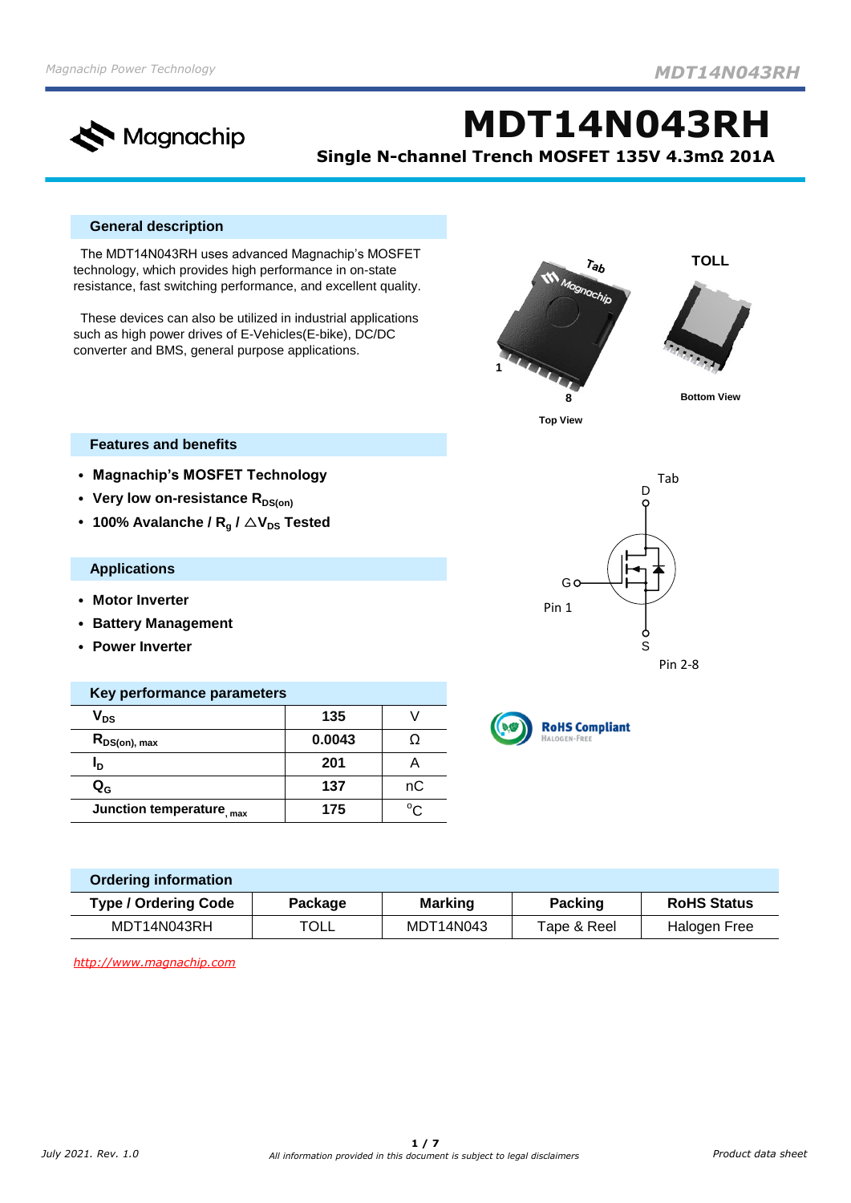# MDT14N043RH

**Single N-channel Trench MOSFET 135V 4.3mΩ 201A**

## General description

The MDT14N043RH uses advanced Magnachip's MOSFET technology, which provides high performance in on-state resistance, fast switching performance, and excellent quality.

These devices can also be utilized in industrial applications such as high power drives of E-Vehicles(E-bike), DC/DC converter and BMS, general purpose applications.

TOLL

Top View

Bottom View

## Features and benefits

- **Magnachip's MOSFET Technology**
- **Very low on-resistance $R_{DS(on)}$**
- **100% Avalanche / $R_g$ / △$V_{DS}$ Tested**

## Applications

- **Motor Inverter**
- **Battery Management**
- **Power Inverter**

Tab D, G Pin 1, S Pin 2-8

## Key performance parameters

| Parameter | Value | Unit |
|---|---|---|
| $V_{DS}$ | 135 | V |
| $R_{DS(on), max}$ | 0.0043 | Ω |
| $I_D$ | 201 | A |
| $Q_G$ | 137 | nC |
| Junction temperature$_{, max}$ | 175 | °C |

RoHS Compliant HALOGEN-FREE

## Ordering information

| Type / Ordering Code | Package | Marking | Packing | RoHS Status |
|---|---|---|---|---|
| MDT14N043RH | TOLL | MDT14N043 | Tape & Reel | Halogen Free |

*http://www.magnachip.com*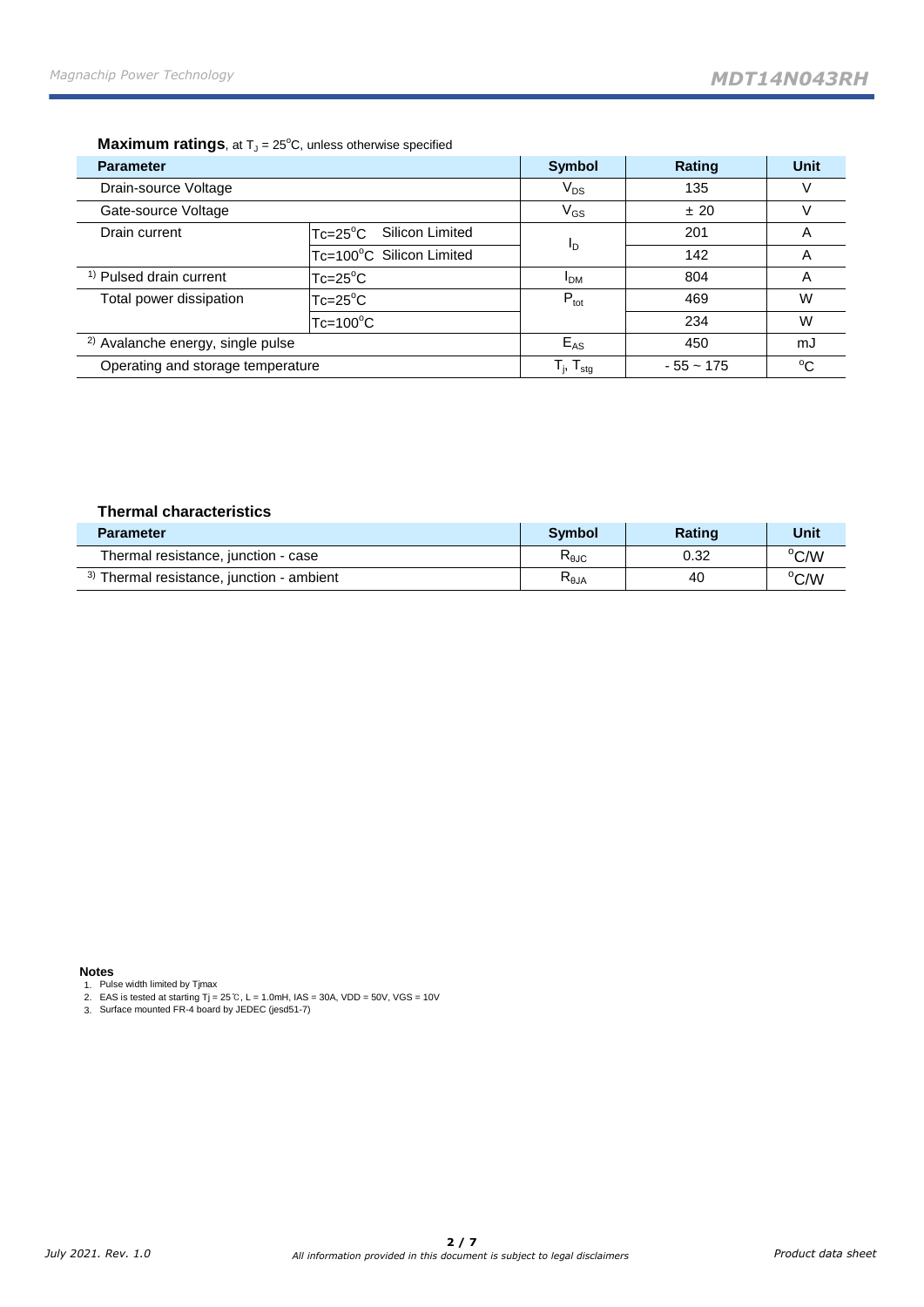**Maximum ratings**, at $T_J$ = 25°C, unless otherwise specified

| Parameter | | Symbol | Rating | Unit |
|---|---|---|---|---|
| Drain-source Voltage | | $V_{DS}$ | 135 | V |
| Gate-source Voltage | | $V_{GS}$ | ± 20 | V |
| Drain current | Tc=25°C Silicon Limited | $I_D$ | 201 | A |
| | Tc=100°C Silicon Limited | | 142 | A |
| [1] Pulsed drain current | Tc=25°C | $I_{DM}$ | 804 | A |
| Total power dissipation | Tc=25°C | $P_{tot}$ | 469 | W |
| | Tc=100°C | | 234 | W |
| [2] Avalanche energy, single pulse | | $E_{AS}$ | 450 | mJ |
| Operating and storage temperature | | $T_j$, $T_{stg}$ | - 55 ~ 175 | °C |

**Thermal characteristics**

| Parameter | Symbol | Rating | Unit |
|---|---|---|---|
| Thermal resistance, junction - case | $R_{\theta JC}$ | 0.32 | °C/W |
| [3] Thermal resistance, junction - ambient | $R_{\theta JA}$ | 40 | °C/W |

**Notes**

1. Pulse width limited by Tjmax
2. EAS is tested at starting Tj = 25℃, L = 1.0mH, IAS = 30A, VDD = 50V, VGS = 10V
3. Surface mounted FR-4 board by JEDEC (jesd51-7)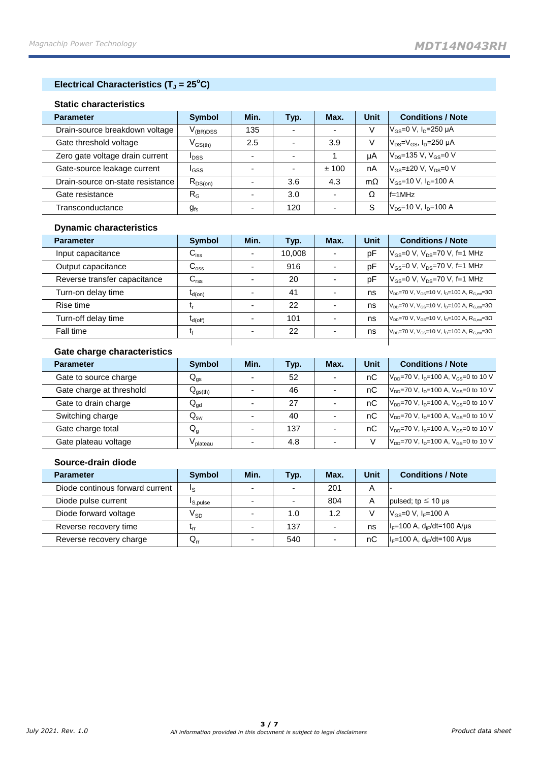## Electrical Characteristics ($T_J$ = 25°C)

### Static characteristics

| Parameter | Symbol | Min. | Typ. | Max. | Unit | Conditions / Note |
|---|---|---|---|---|---|---|
| Drain-source breakdown voltage | $V_{(BR)DSS}$ | 135 | - | - | V | $V_{GS}$=0 V, $I_D$=250 μA |
| Gate threshold voltage | $V_{GS(th)}$ | 2.5 | - | 3.9 | V | $V_{DS}$=$V_{GS}$, $I_D$=250 μA |
| Zero gate voltage drain current | $I_{DSS}$ | - | - | 1 | μA | $V_{DS}$=135 V, $V_{GS}$=0 V |
| Gate-source leakage current | $I_{GSS}$ | - | - | ± 100 | nA | $V_{GS}$=±20 V, $V_{DS}$=0 V |
| Drain-source on-state resistance | $R_{DS(on)}$ | - | 3.6 | 4.3 | mΩ | $V_{GS}$=10 V, $I_D$=100 A |
| Gate resistance | $R_G$ | - | 3.0 | - | Ω | f=1MHz |
| Transconductance | $g_{fs}$ | - | 120 | - | S | $V_{DS}$=10 V, $I_D$=100 A |

### Dynamic characteristics

| Parameter | Symbol | Min. | Typ. | Max. | Unit | Conditions / Note |
|---|---|---|---|---|---|---|
| Input capacitance | $C_{iss}$ | - | 10,008 | - | pF | $V_{GS}$=0 V, $V_{DS}$=70 V, f=1 MHz |
| Output capacitance | $C_{oss}$ | - | 916 | - | pF | $V_{GS}$=0 V, $V_{DS}$=70 V, f=1 MHz |
| Reverse transfer capacitance | $C_{rss}$ | - | 20 | - | pF | $V_{GS}$=0 V, $V_{DS}$=70 V, f=1 MHz |
| Turn-on delay time | $t_{d(on)}$ | - | 41 | - | ns | $V_{DD}$=70 V, $V_{GS}$=10 V, $I_D$=100 A, $R_{G,ext}$=3Ω |
| Rise time | $t_r$ | - | 22 | - | ns | $V_{DD}$=70 V, $V_{GS}$=10 V, $I_D$=100 A, $R_{G,ext}$=3Ω |
| Turn-off delay time | $t_{d(off)}$ | - | 101 | - | ns | $V_{DD}$=70 V, $V_{GS}$=10 V, $I_D$=100 A, $R_{G,ext}$=3Ω |
| Fall time | $t_f$ | - | 22 | - | ns | $V_{DD}$=70 V, $V_{GS}$=10 V, $I_D$=100 A, $R_{G,ext}$=3Ω |

### Gate charge characteristics

| Parameter | Symbol | Min. | Typ. | Max. | Unit | Conditions / Note |
|---|---|---|---|---|---|---|
| Gate to source charge | $Q_{gs}$ | - | 52 | - | nC | $V_{DD}$=70 V, $I_D$=100 A, $V_{GS}$=0 to 10 V |
| Gate charge at threshold | $Q_{gs(th)}$ | - | 46 | - | nC | $V_{DD}$=70 V, $I_D$=100 A, $V_{GS}$=0 to 10 V |
| Gate to drain charge | $Q_{gd}$ | - | 27 | - | nC | $V_{DD}$=70 V, $I_D$=100 A, $V_{GS}$=0 to 10 V |
| Switching charge | $Q_{sw}$ | - | 40 | - | nC | $V_{DD}$=70 V, $I_D$=100 A, $V_{GS}$=0 to 10 V |
| Gate charge total | $Q_g$ | - | 137 | - | nC | $V_{DD}$=70 V, $I_D$=100 A, $V_{GS}$=0 to 10 V |
| Gate plateau voltage | $V_{plateau}$ | - | 4.8 | - | V | $V_{DD}$=70 V, $I_D$=100 A, $V_{GS}$=0 to 10 V |

### Source-drain diode

| Parameter | Symbol | Min. | Typ. | Max. | Unit | Conditions / Note |
|---|---|---|---|---|---|---|
| Diode continous forward current | $I_S$ | - | - | 201 | A | - |
| Diode pulse current | $I_{S,pulse}$ | - | - | 804 | A | pulsed; tp ≤ 10 μs |
| Diode forward voltage | $V_{SD}$ | - | 1.0 | 1.2 | V | $V_{GS}$=0 V, $I_F$=100 A |
| Reverse recovery time | $t_{rr}$ | - | 137 | - | ns | $I_F$=100 A, $d_{iF}$/dt=100 A/μs |
| Reverse recovery charge | $Q_{rr}$ | - | 540 | - | nC | $I_F$=100 A, $d_{iF}$/dt=100 A/μs |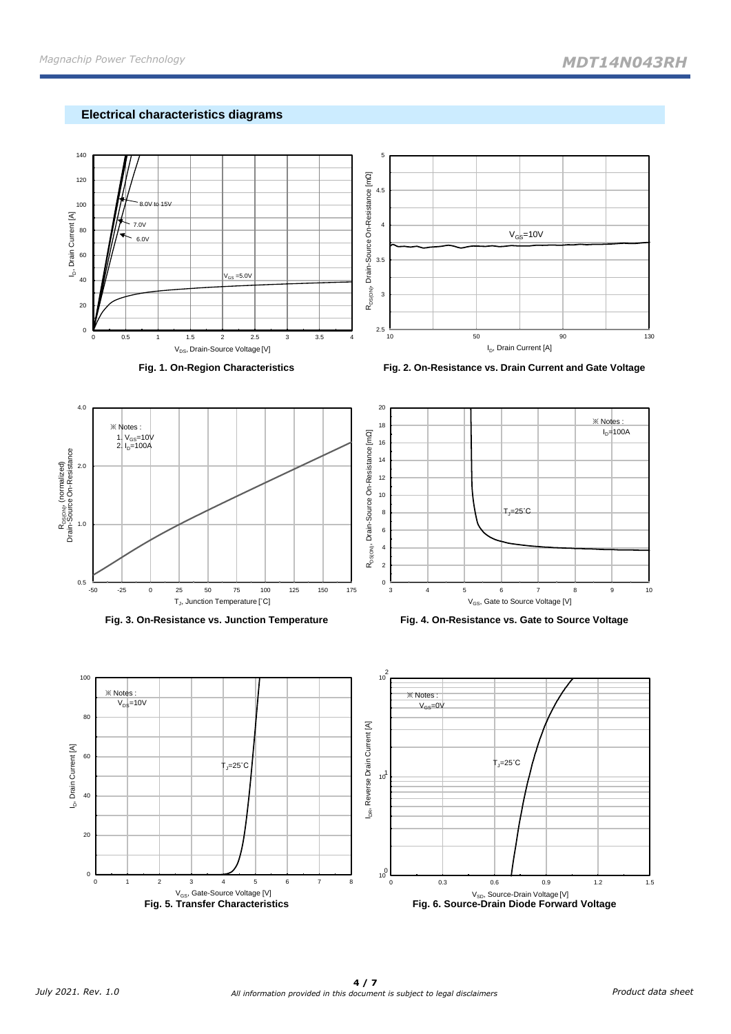## Electrical characteristics diagrams

Fig. 1. On-Region Characteristics

Fig. 2. On-Resistance vs. Drain Current and Gate Voltage

Fig. 3. On-Resistance vs. Junction Temperature

Fig. 4. On-Resistance vs. Gate to Source Voltage

Fig. 5. Transfer Characteristics

Fig. 6. Source-Drain Diode Forward Voltage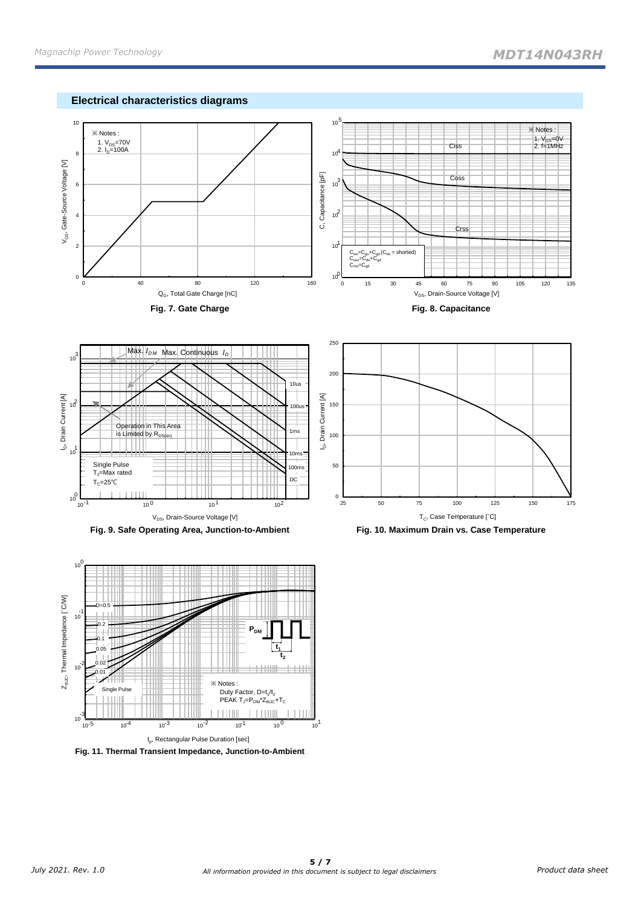## Electrical characteristics diagrams

※ Notes :
1. $V_{DS}$=70V
2. $I_D$=100A

$V_{GS}$, Gate-Source Voltage [V]

$Q_G$, Total Gate Charge [nC]

**Fig. 7. Gate Charge**

※ Notes :
1. $V_{GS}$=0V
2. f=1MHz

Ciss

Coss

Crss

$C_{iss}=C_{gs}+C_{gd}$ ($C_{ds}$ = shorted)
$C_{oss}=C_{ds}+C_{gd}$
$C_{rss}=C_{gd}$

C, Capacitance [pF]

$V_{DS}$, Drain-Source Voltage [V]

**Fig. 8. Capacitance**

Max. $I_{DM}$ Max. Continuous $I_D$

Operation in This Area is Limited by $R_{DS(on)}$

10us

100us

1ms

10ms

100ms

DC

Single Pulse
$T_J$=Max rated
$T_C$=25℃

$I_D$, Drain Current [A]

$V_{DS}$, Drain-Source Voltage [V]

**Fig. 9. Safe Operating Area, Junction-to-Ambient**

$I_D$, Drain Current [A]

$T_C$, Case Temperature [˚C]

**Fig. 10. Maximum Drain vs. Case Temperature**

D=0.5

0.2

0.1

0.05

0.02

0.01

Single Pulse

$P_{DM}$

$t_1$

$t_2$

※ Notes :
Duty Factor, $D=t_1/t_2$
PEAK $T_J=P_{DM}*Z_{thJC}+T_C$

$Z_{thJC}$, Thermal Impedance [˚C/W]

$t_p$, Rectangular Pulse Duration [sec]

**Fig. 11. Thermal Transient Impedance, Junction-to-Ambient**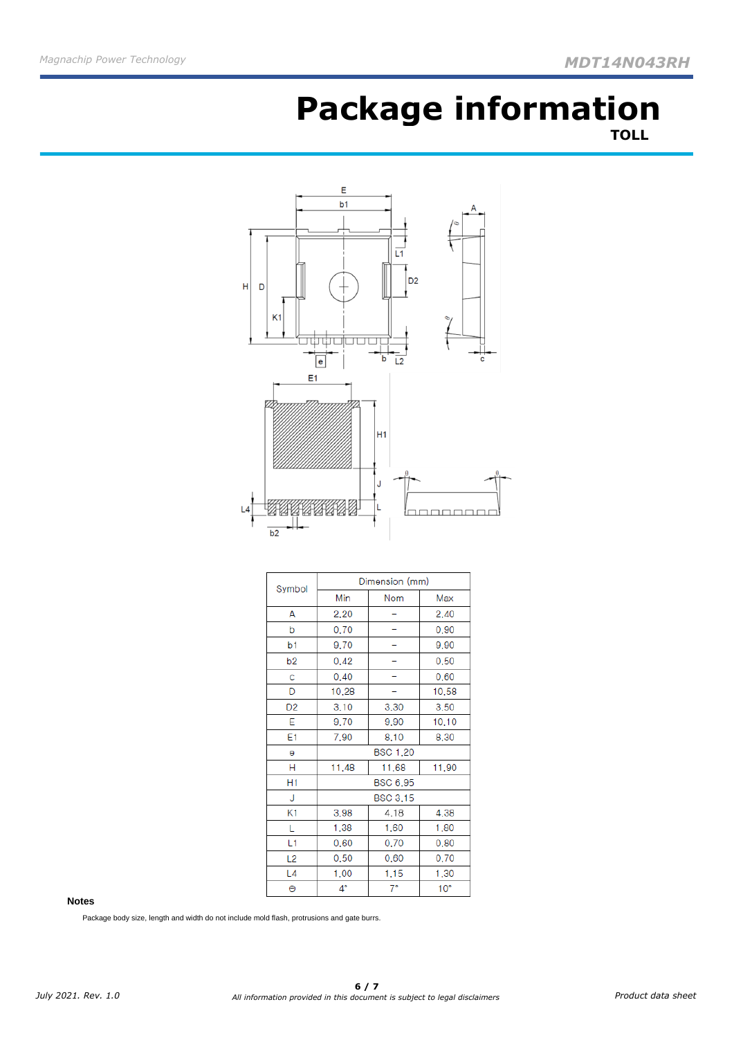# Package information

**TOLL**

| Symbol | Dimension (mm) | | |
|---|---|---|---|
| | Min | Nom | Max |
| A | 2.20 | – | 2.40 |
| b | 0.70 | – | 0.90 |
| b1 | 9.70 | – | 9.90 |
| b2 | 0.42 | – | 0.50 |
| c | 0.40 | – | 0.60 |
| D | 10.28 | – | 10.58 |
| D2 | 3.10 | 3.30 | 3.50 |
| E | 9.70 | 9.90 | 10.10 |
| E1 | 7.90 | 8.10 | 8.30 |
| e | BSC 1.20 | | |
| H | 11.48 | 11.68 | 11.90 |
| H1 | BSC 6.95 | | |
| J | BSC 3.15 | | |
| K1 | 3.98 | 4.18 | 4.38 |
| L | 1.38 | 1.60 | 1.80 |
| L1 | 0.60 | 0.70 | 0.80 |
| L2 | 0.50 | 0.60 | 0.70 |
| L4 | 1.00 | 1.15 | 1.30 |
| θ | 4° | 7° | 10° |

**Notes**

Package body size, length and width do not include mold flash, protrusions and gate burrs.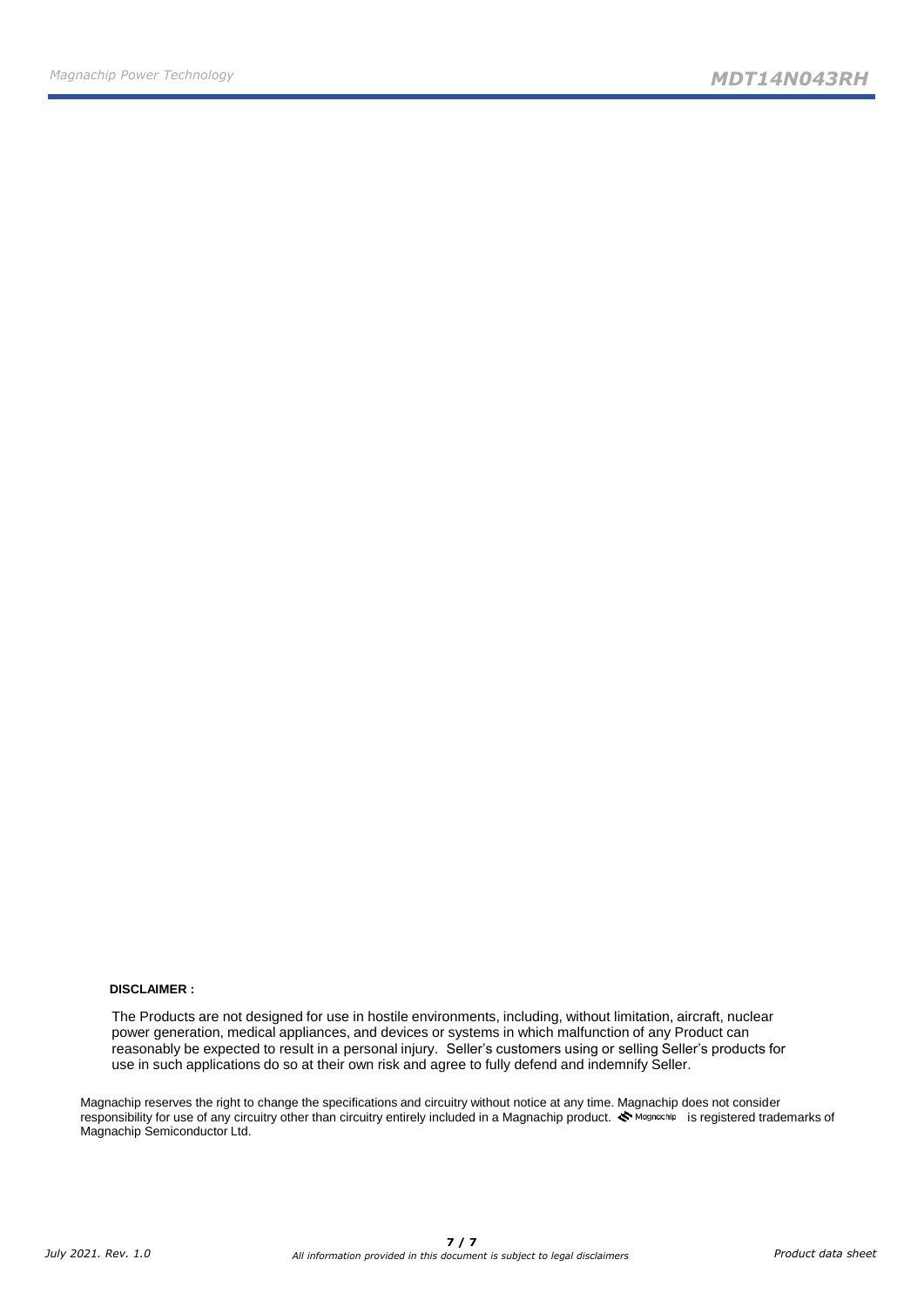**DISCLAIMER :**

The Products are not designed for use in hostile environments, including, without limitation, aircraft, nuclear power generation, medical appliances, and devices or systems in which malfunction of any Product can reasonably be expected to result in a personal injury. Seller's customers using or selling Seller's products for use in such applications do so at their own risk and agree to fully defend and indemnify Seller.

Magnachip reserves the right to change the specifications and circuitry without notice at any time. Magnachip does not consider responsibility for use of any circuitry other than circuitry entirely included in a Magnachip product. Magnachip is registered trademarks of Magnachip Semiconductor Ltd.